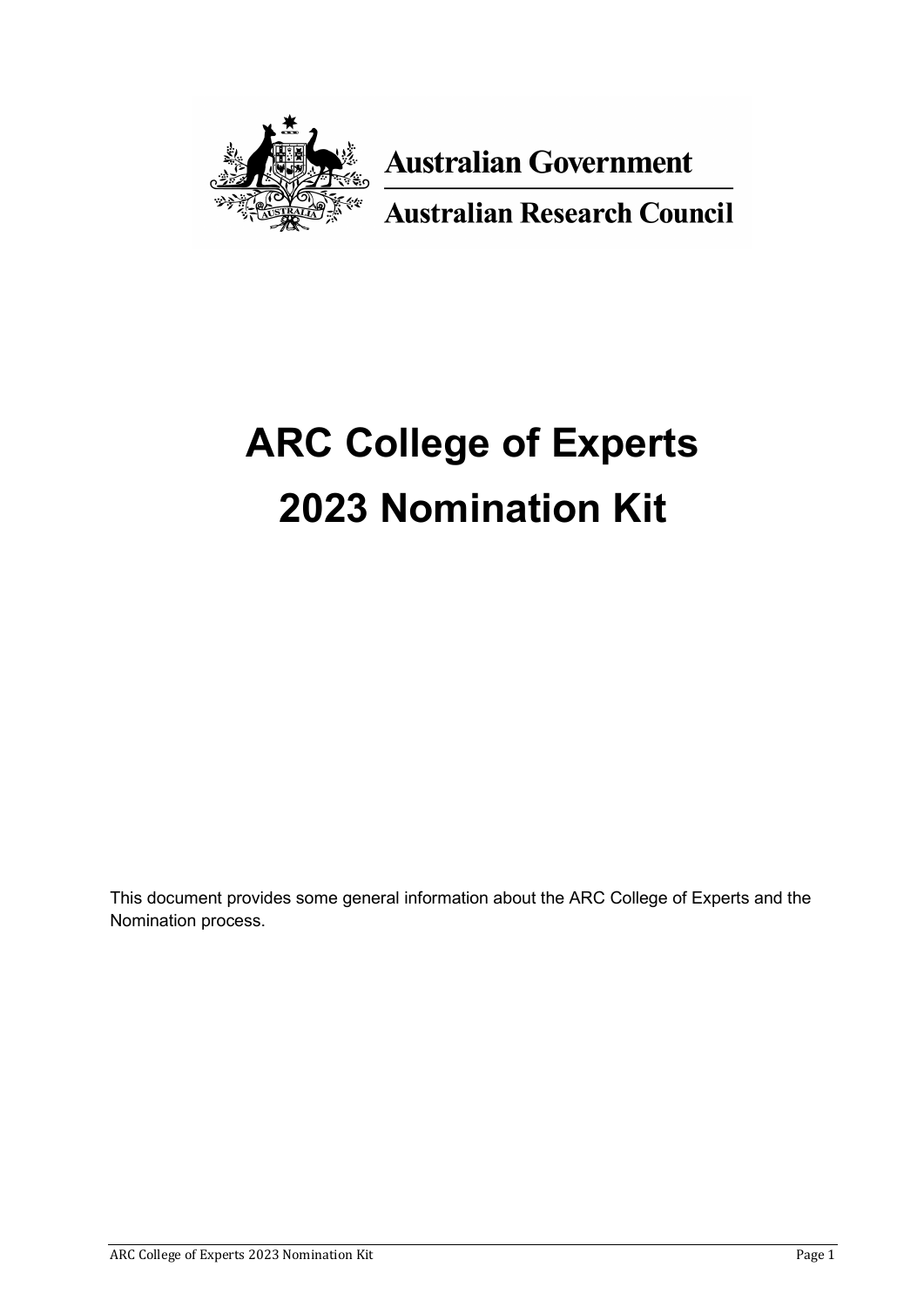Australian Government

Australian Research Council

# ARC College of Experts
# 2023 Nomination Kit

This document provides some general information about the ARC College of Experts and the Nomination process.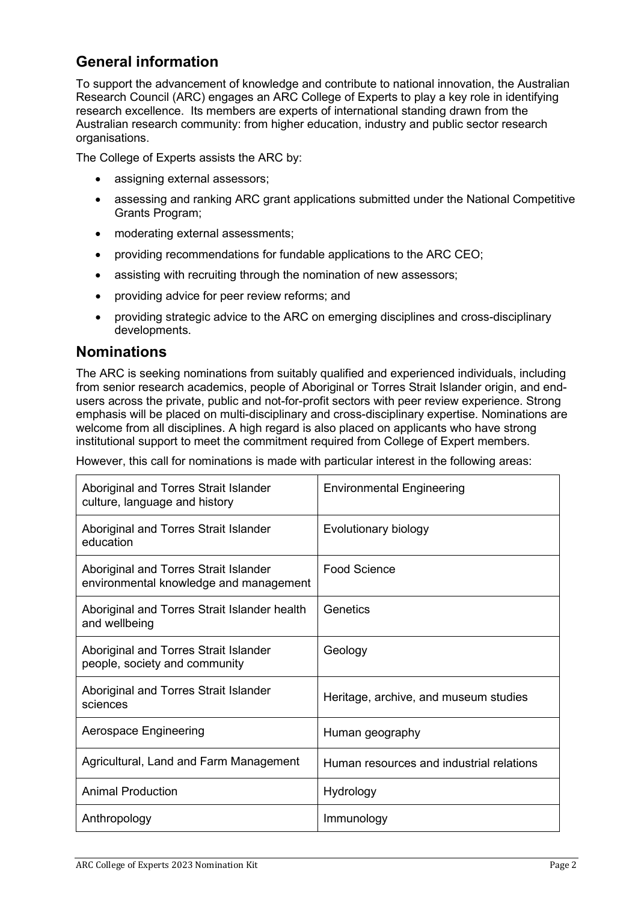## General information

To support the advancement of knowledge and contribute to national innovation, the Australian Research Council (ARC) engages an ARC College of Experts to play a key role in identifying research excellence. Its members are experts of international standing drawn from the Australian research community: from higher education, industry and public sector research organisations.

The College of Experts assists the ARC by:

- assigning external assessors;
- assessing and ranking ARC grant applications submitted under the National Competitive Grants Program;
- moderating external assessments;
- providing recommendations for fundable applications to the ARC CEO;
- assisting with recruiting through the nomination of new assessors;
- providing advice for peer review reforms; and
- providing strategic advice to the ARC on emerging disciplines and cross-disciplinary developments.

## Nominations

The ARC is seeking nominations from suitably qualified and experienced individuals, including from senior research academics, people of Aboriginal or Torres Strait Islander origin, and end-users across the private, public and not-for-profit sectors with peer review experience. Strong emphasis will be placed on multi-disciplinary and cross-disciplinary expertise. Nominations are welcome from all disciplines. A high regard is also placed on applicants who have strong institutional support to meet the commitment required from College of Expert members.

However, this call for nominations is made with particular interest in the following areas:

| | |
|---|---|
| Aboriginal and Torres Strait Islander culture, language and history | Environmental Engineering |
| Aboriginal and Torres Strait Islander education | Evolutionary biology |
| Aboriginal and Torres Strait Islander environmental knowledge and management | Food Science |
| Aboriginal and Torres Strait Islander health and wellbeing | Genetics |
| Aboriginal and Torres Strait Islander people, society and community | Geology |
| Aboriginal and Torres Strait Islander sciences | Heritage, archive, and museum studies |
| Aerospace Engineering | Human geography |
| Agricultural, Land and Farm Management | Human resources and industrial relations |
| Animal Production | Hydrology |
| Anthropology | Immunology |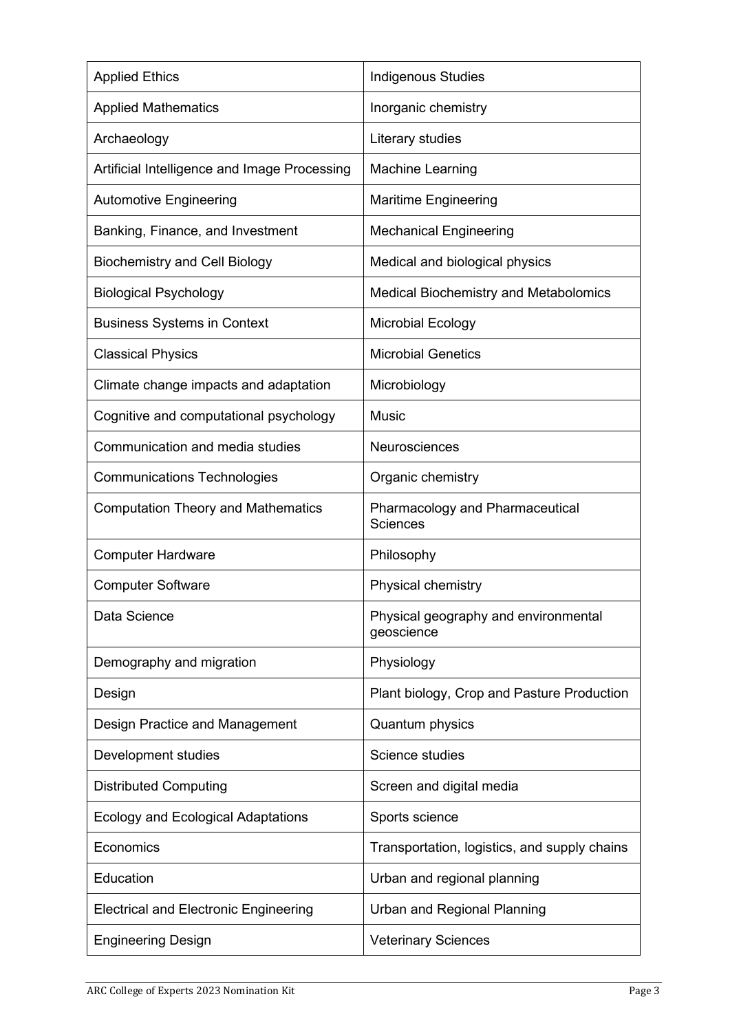| Applied Ethics | Indigenous Studies |
|---|---|
| Applied Mathematics | Inorganic chemistry |
| Archaeology | Literary studies |
| Artificial Intelligence and Image Processing | Machine Learning |
| Automotive Engineering | Maritime Engineering |
| Banking, Finance, and Investment | Mechanical Engineering |
| Biochemistry and Cell Biology | Medical and biological physics |
| Biological Psychology | Medical Biochemistry and Metabolomics |
| Business Systems in Context | Microbial Ecology |
| Classical Physics | Microbial Genetics |
| Climate change impacts and adaptation | Microbiology |
| Cognitive and computational psychology | Music |
| Communication and media studies | Neurosciences |
| Communications Technologies | Organic chemistry |
| Computation Theory and Mathematics | Pharmacology and Pharmaceutical Sciences |
| Computer Hardware | Philosophy |
| Computer Software | Physical chemistry |
| Data Science | Physical geography and environmental geoscience |
| Demography and migration | Physiology |
| Design | Plant biology, Crop and Pasture Production |
| Design Practice and Management | Quantum physics |
| Development studies | Science studies |
| Distributed Computing | Screen and digital media |
| Ecology and Ecological Adaptations | Sports science |
| Economics | Transportation, logistics, and supply chains |
| Education | Urban and regional planning |
| Electrical and Electronic Engineering | Urban and Regional Planning |
| Engineering Design | Veterinary Sciences |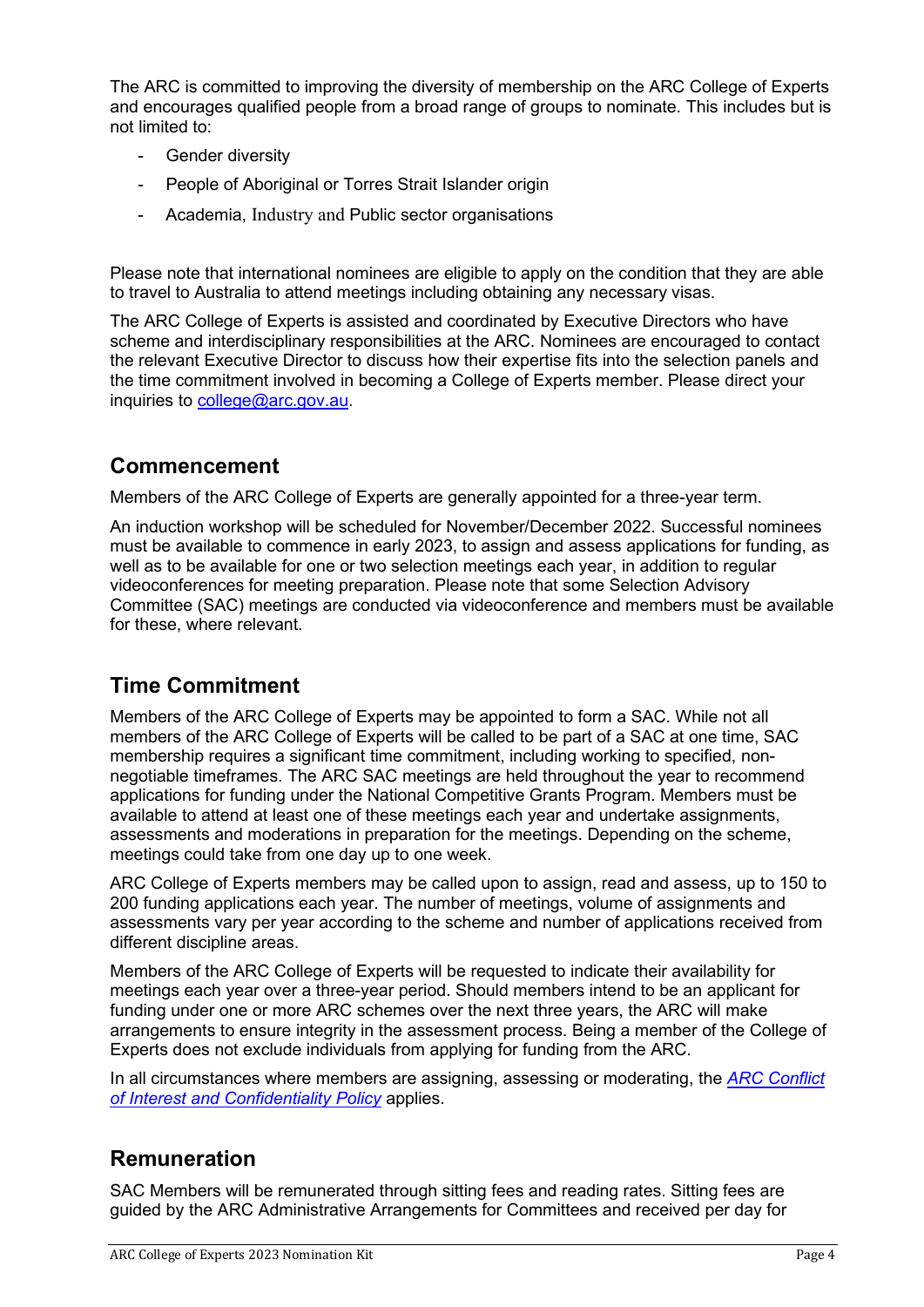The ARC is committed to improving the diversity of membership on the ARC College of Experts and encourages qualified people from a broad range of groups to nominate. This includes but is not limited to:

- Gender diversity
- People of Aboriginal or Torres Strait Islander origin
- Academia, Industry and Public sector organisations

Please note that international nominees are eligible to apply on the condition that they are able to travel to Australia to attend meetings including obtaining any necessary visas.

The ARC College of Experts is assisted and coordinated by Executive Directors who have scheme and interdisciplinary responsibilities at the ARC. Nominees are encouraged to contact the relevant Executive Director to discuss how their expertise fits into the selection panels and the time commitment involved in becoming a College of Experts member. Please direct your inquiries to college@arc.gov.au.

## Commencement

Members of the ARC College of Experts are generally appointed for a three-year term.

An induction workshop will be scheduled for November/December 2022. Successful nominees must be available to commence in early 2023, to assign and assess applications for funding, as well as to be available for one or two selection meetings each year, in addition to regular videoconferences for meeting preparation. Please note that some Selection Advisory Committee (SAC) meetings are conducted via videoconference and members must be available for these, where relevant.

## Time Commitment

Members of the ARC College of Experts may be appointed to form a SAC. While not all members of the ARC College of Experts will be called to be part of a SAC at one time, SAC membership requires a significant time commitment, including working to specified, non-negotiable timeframes. The ARC SAC meetings are held throughout the year to recommend applications for funding under the National Competitive Grants Program. Members must be available to attend at least one of these meetings each year and undertake assignments, assessments and moderations in preparation for the meetings. Depending on the scheme, meetings could take from one day up to one week.

ARC College of Experts members may be called upon to assign, read and assess, up to 150 to 200 funding applications each year. The number of meetings, volume of assignments and assessments vary per year according to the scheme and number of applications received from different discipline areas.

Members of the ARC College of Experts will be requested to indicate their availability for meetings each year over a three-year period. Should members intend to be an applicant for funding under one or more ARC schemes over the next three years, the ARC will make arrangements to ensure integrity in the assessment process. Being a member of the College of Experts does not exclude individuals from applying for funding from the ARC.

In all circumstances where members are assigning, assessing or moderating, the *ARC Conflict of Interest and Confidentiality Policy* applies.

## Remuneration

SAC Members will be remunerated through sitting fees and reading rates. Sitting fees are guided by the ARC Administrative Arrangements for Committees and received per day for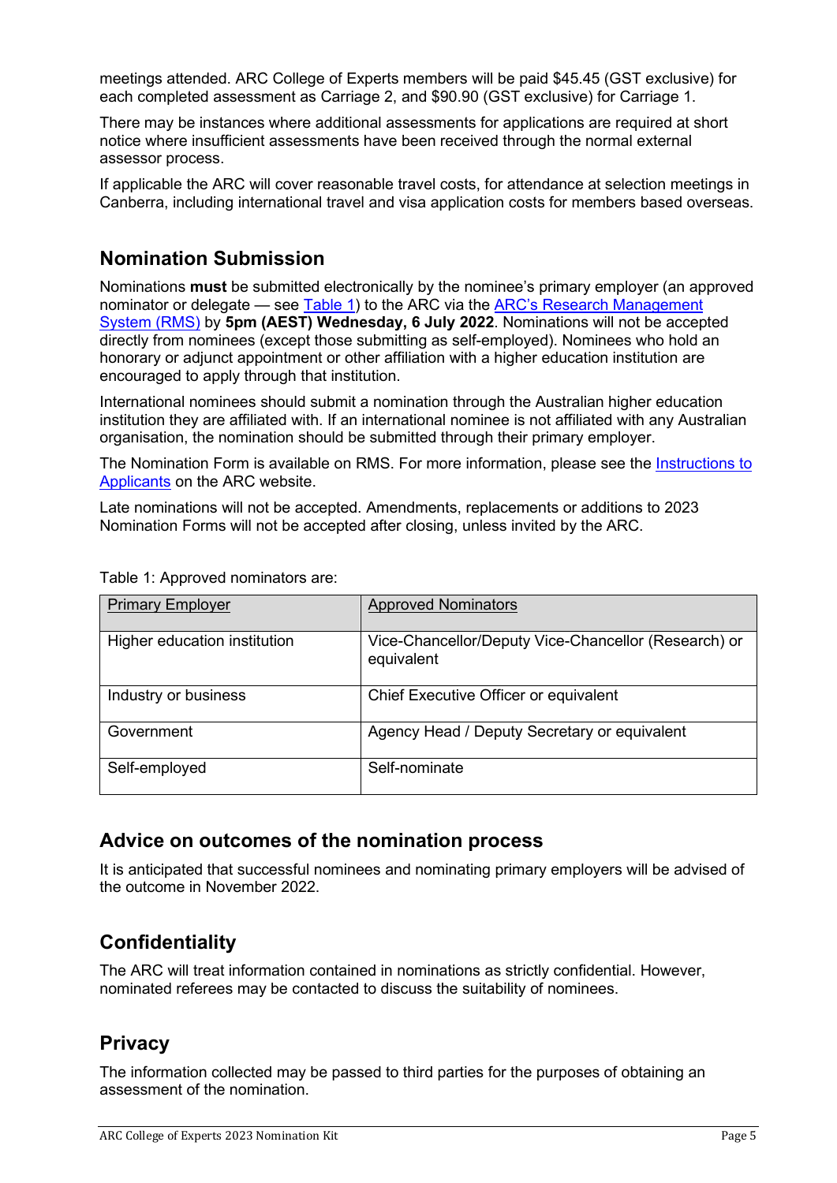meetings attended. ARC College of Experts members will be paid $45.45 (GST exclusive) for each completed assessment as Carriage 2, and $90.90 (GST exclusive) for Carriage 1.

There may be instances where additional assessments for applications are required at short notice where insufficient assessments have been received through the normal external assessor process.

If applicable the ARC will cover reasonable travel costs, for attendance at selection meetings in Canberra, including international travel and visa application costs for members based overseas.

## Nomination Submission

Nominations **must** be submitted electronically by the nominee's primary employer (an approved nominator or delegate — see Table 1) to the ARC via the ARC's Research Management System (RMS) by **5pm (AEST) Wednesday, 6 July 2022**. Nominations will not be accepted directly from nominees (except those submitting as self-employed). Nominees who hold an honorary or adjunct appointment or other affiliation with a higher education institution are encouraged to apply through that institution.

International nominees should submit a nomination through the Australian higher education institution they are affiliated with. If an international nominee is not affiliated with any Australian organisation, the nomination should be submitted through their primary employer.

The Nomination Form is available on RMS. For more information, please see the Instructions to Applicants on the ARC website.

Late nominations will not be accepted. Amendments, replacements or additions to 2023 Nomination Forms will not be accepted after closing, unless invited by the ARC.

Table 1: Approved nominators are:

| Primary Employer | Approved Nominators |
|---|---|
| Higher education institution | Vice-Chancellor/Deputy Vice-Chancellor (Research) or equivalent |
| Industry or business | Chief Executive Officer or equivalent |
| Government | Agency Head / Deputy Secretary or equivalent |
| Self-employed | Self-nominate |

## Advice on outcomes of the nomination process

It is anticipated that successful nominees and nominating primary employers will be advised of the outcome in November 2022.

## Confidentiality

The ARC will treat information contained in nominations as strictly confidential. However, nominated referees may be contacted to discuss the suitability of nominees.

## Privacy

The information collected may be passed to third parties for the purposes of obtaining an assessment of the nomination.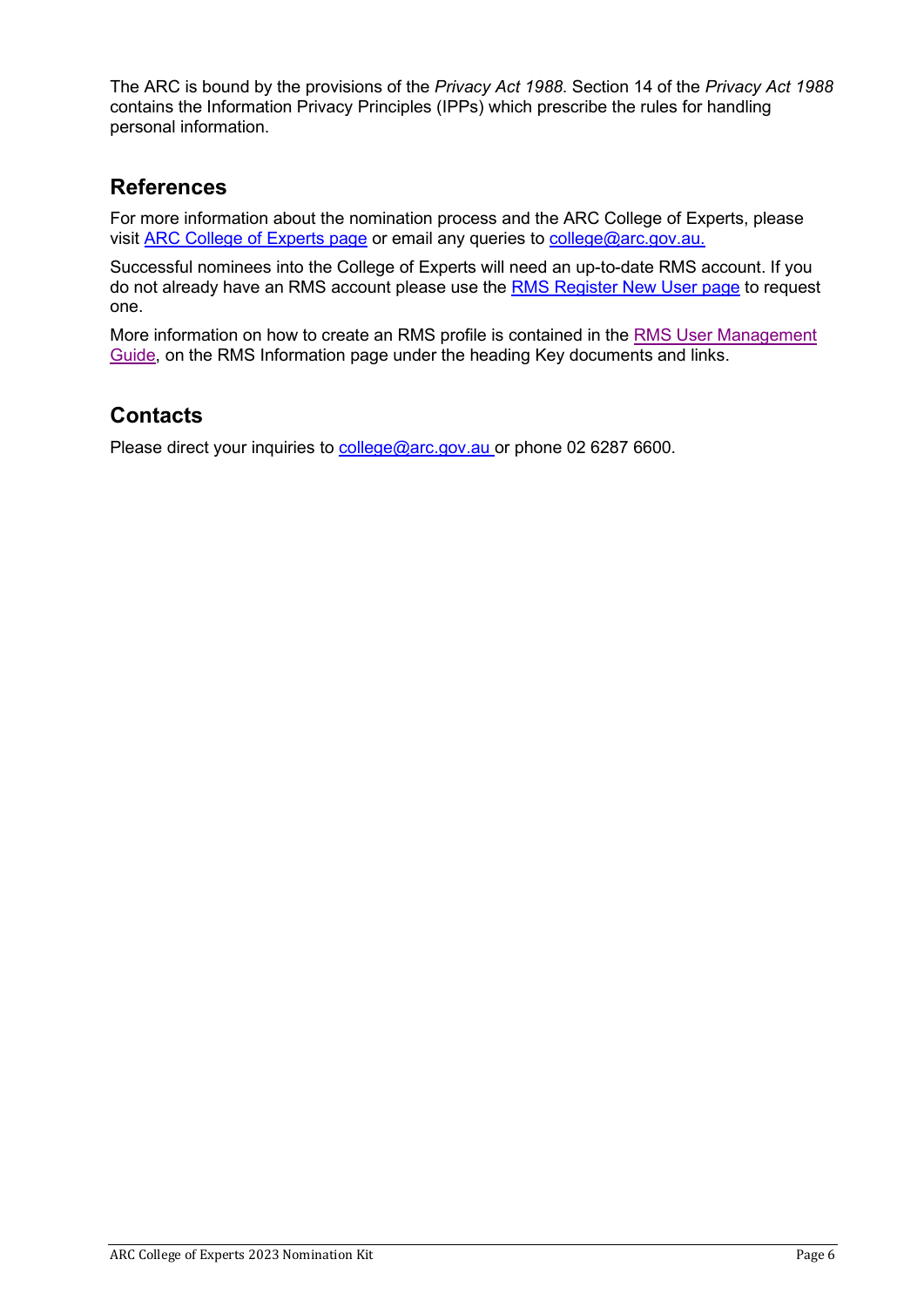The ARC is bound by the provisions of the *Privacy Act 1988*. Section 14 of the *Privacy Act 1988* contains the Information Privacy Principles (IPPs) which prescribe the rules for handling personal information.

## References

For more information about the nomination process and the ARC College of Experts, please visit [ARC College of Experts page](#) or email any queries to [college@arc.gov.au.](mailto:college@arc.gov.au)

Successful nominees into the College of Experts will need an up-to-date RMS account. If you do not already have an RMS account please use the [RMS Register New User page](#) to request one.

More information on how to create an RMS profile is contained in the [RMS User Management Guide](#), on the RMS Information page under the heading Key documents and links.

## Contacts

Please direct your inquiries to [college@arc.gov.au](mailto:college@arc.gov.au) or phone 02 6287 6600.